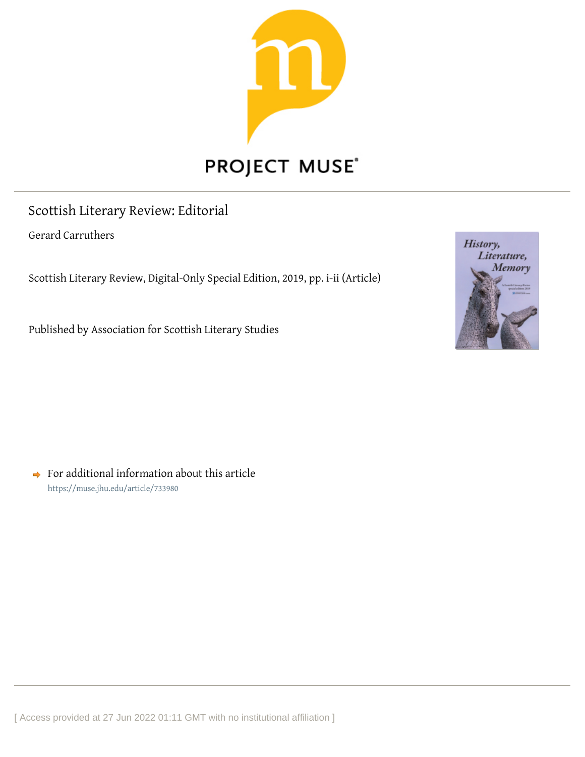PROJECT MUSE

# Scottish Literary Review: Editorial

Gerard Carruthers

Scottish Literary Review, Digital-Only Special Edition, 2019, pp. i-ii (Article)

Published by Association for Scottish Literary Studies

For additional information about this article

https://muse.jhu.edu/article/733980

[ Access provided at 27 Jun 2022 01:11 GMT with no institutional affiliation ]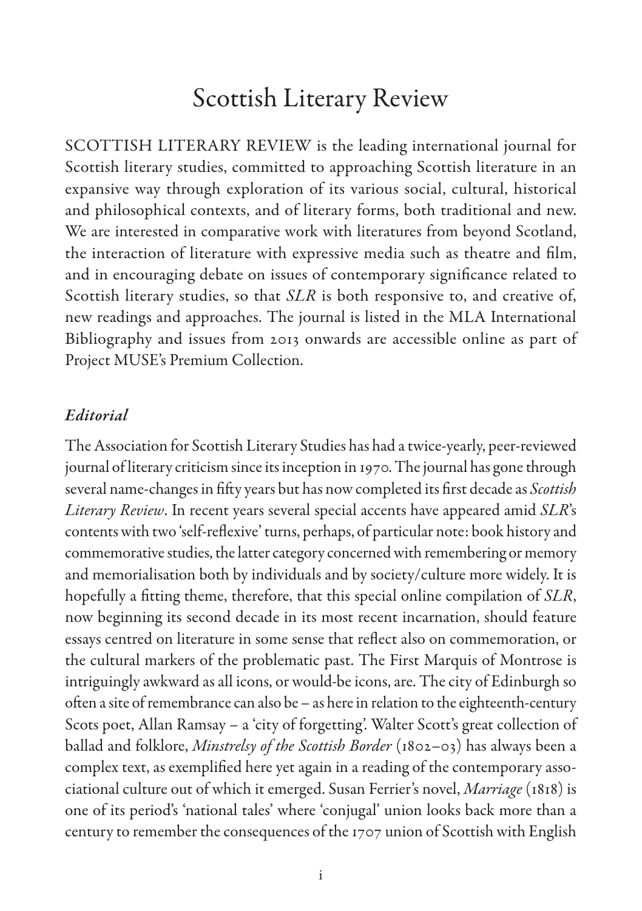# Scottish Literary Review

SCOTTISH LITERARY REVIEW is the leading international journal for Scottish literary studies, committed to approaching Scottish literature in an expansive way through exploration of its various social, cultural, historical and philosophical contexts, and of literary forms, both traditional and new. We are interested in comparative work with literatures from beyond Scotland, the interaction of literature with expressive media such as theatre and film, and in encouraging debate on issues of contemporary significance related to Scottish literary studies, so that *SLR* is both responsive to, and creative of, new readings and approaches. The journal is listed in the MLA International Bibliography and issues from 2013 onwards are accessible online as part of Project MUSE's Premium Collection.

### *Editorial*

The Association for Scottish Literary Studies has had a twice-yearly, peer-reviewed journal of literary criticism since its inception in 1970. The journal has gone through several name-changes in fifty years but has now completed its first decade as *Scottish Literary Review*. In recent years several special accents have appeared amid *SLR*'s contents with two 'self-reflexive' turns, perhaps, of particular note: book history and commemorative studies, the latter category concerned with remembering or memory and memorialisation both by individuals and by society/culture more widely. It is hopefully a fitting theme, therefore, that this special online compilation of *SLR*, now beginning its second decade in its most recent incarnation, should feature essays centred on literature in some sense that reflect also on commemoration, or the cultural markers of the problematic past. The First Marquis of Montrose is intriguingly awkward as all icons, or would-be icons, are. The city of Edinburgh so often a site of remembrance can also be – as here in relation to the eighteenth-century Scots poet, Allan Ramsay – a 'city of forgetting'. Walter Scott's great collection of ballad and folklore, *Minstrelsy of the Scottish Border* (1802–03) has always been a complex text, as exemplified here yet again in a reading of the contemporary associational culture out of which it emerged. Susan Ferrier's novel, *Marriage* (1818) is one of its period's 'national tales' where 'conjugal' union looks back more than a century to remember the consequences of the 1707 union of Scottish with English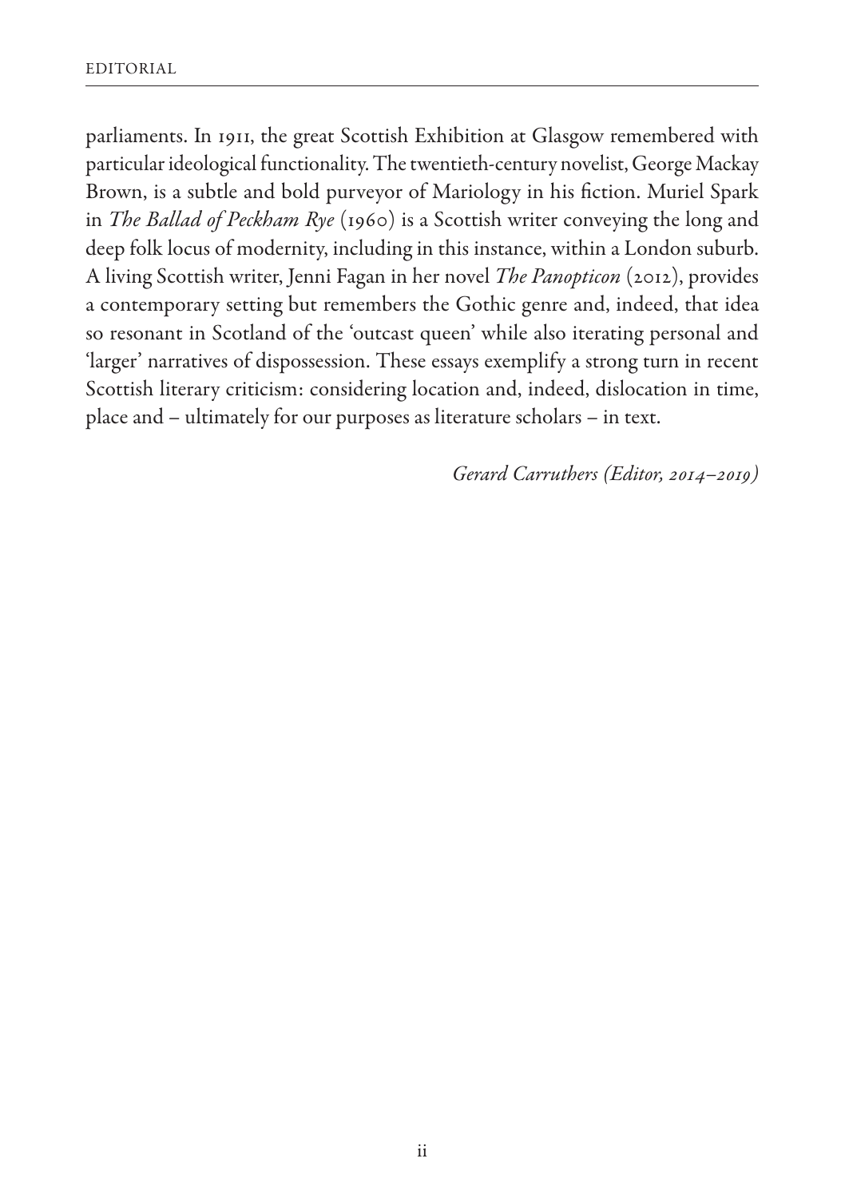parliaments. In 1911, the great Scottish Exhibition at Glasgow remembered with particular ideological functionality. The twentieth-century novelist, George Mackay Brown, is a subtle and bold purveyor of Mariology in his fiction. Muriel Spark in *The Ballad of Peckham Rye* (1960) is a Scottish writer conveying the long and deep folk locus of modernity, including in this instance, within a London suburb. A living Scottish writer, Jenni Fagan in her novel *The Panopticon* (2012), provides a contemporary setting but remembers the Gothic genre and, indeed, that idea so resonant in Scotland of the 'outcast queen' while also iterating personal and 'larger' narratives of dispossession. These essays exemplify a strong turn in recent Scottish literary criticism: considering location and, indeed, dislocation in time, place and – ultimately for our purposes as literature scholars – in text.

*Gerard Carruthers (Editor, 2014–2019)*